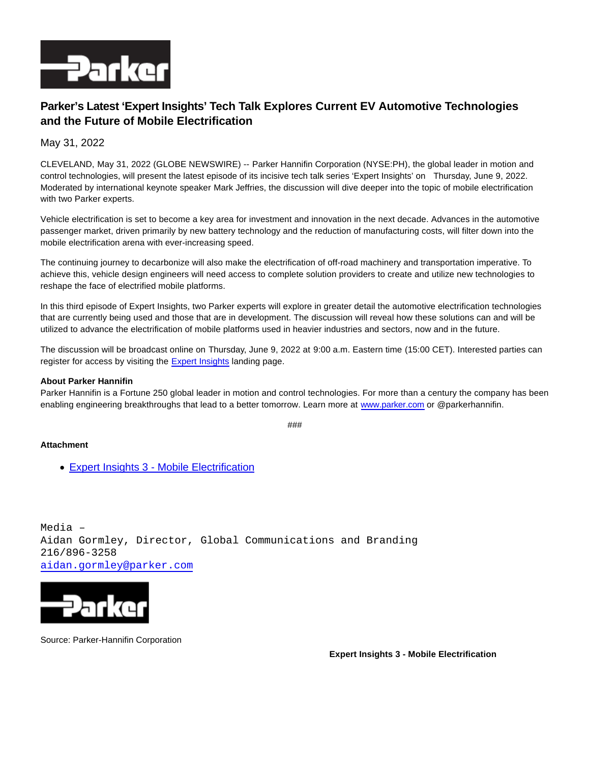# Parker's Latest 'Expert Insights' Tech Talk Explores Current EV Automotive Technologies and the Future of Mobile Electrification

May 31, 2022

CLEVELAND, May 31, 2022 (GLOBE NEWSWIRE) -- Parker Hannifin Corporation (NYSE:PH), the global leader in motion and control technologies, will present the latest episode of its incisive tech talk series 'Expert Insights' on Thursday, June 9, 2022. Moderated by international keynote speaker Mark Jeffries, the discussion will dive deeper into the topic of mobile electrification with two Parker experts.

Vehicle electrification is set to become a key area for investment and innovation in the next decade. Advances in the automotive passenger market, driven primarily by new battery technology and the reduction of manufacturing costs, will filter down into the mobile electrification arena with ever-increasing speed.

The continuing journey to decarbonize will also make the electrification of off-road machinery and transportation imperative. To achieve this, vehicle design engineers will need access to complete solution providers to create and utilize new technologies to reshape the face of electrified mobile platforms.

In this third episode of Expert Insights, two Parker experts will explore in greater detail the automotive electrification technologies that are currently being used and those that are in development. The discussion will reveal how these solutions can and will be utilized to advance the electrification of mobile platforms used in heavier industries and sectors, now and in the future.

The discussion will be broadcast online on Thursday, June 9, 2022 at 9:00 a.m. Eastern time (15:00 CET). Interested parties can register for access by visiting the Expert Insights landing page.

**About Parker Hannifin**
Parker Hannifin is a Fortune 250 global leader in motion and control technologies. For more than a century the company has been enabling engineering breakthroughs that lead to a better tomorrow. Learn more at www.parker.com or @parkerhannifin.

###

**Attachment**

- Expert Insights 3 - Mobile Electrification

Media –
Aidan Gormley, Director, Global Communications and Branding
216/896-3258
aidan.gormley@parker.com

Source: Parker-Hannifin Corporation

**Expert Insights 3 - Mobile Electrification**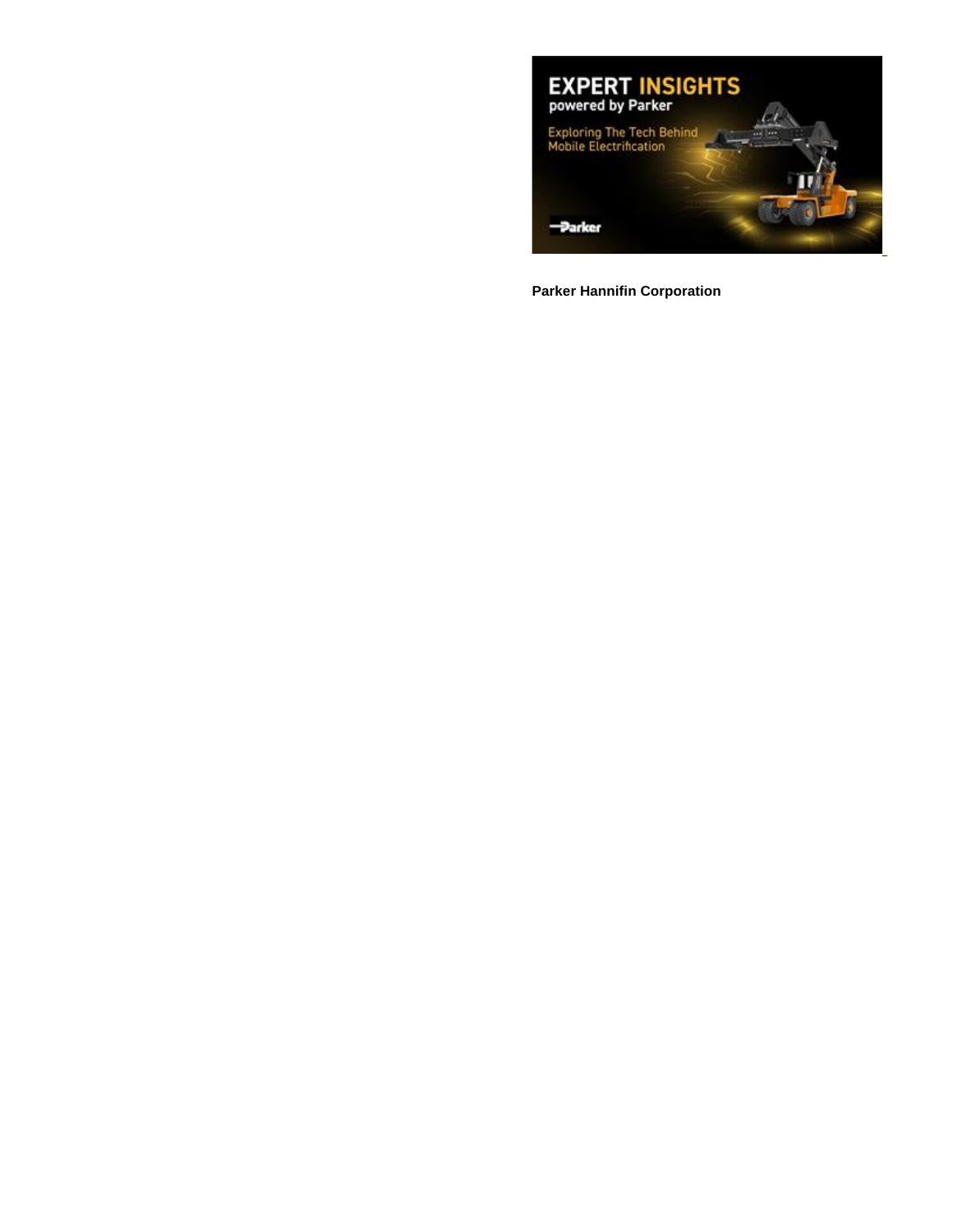**Parker Hannifin Corporation**